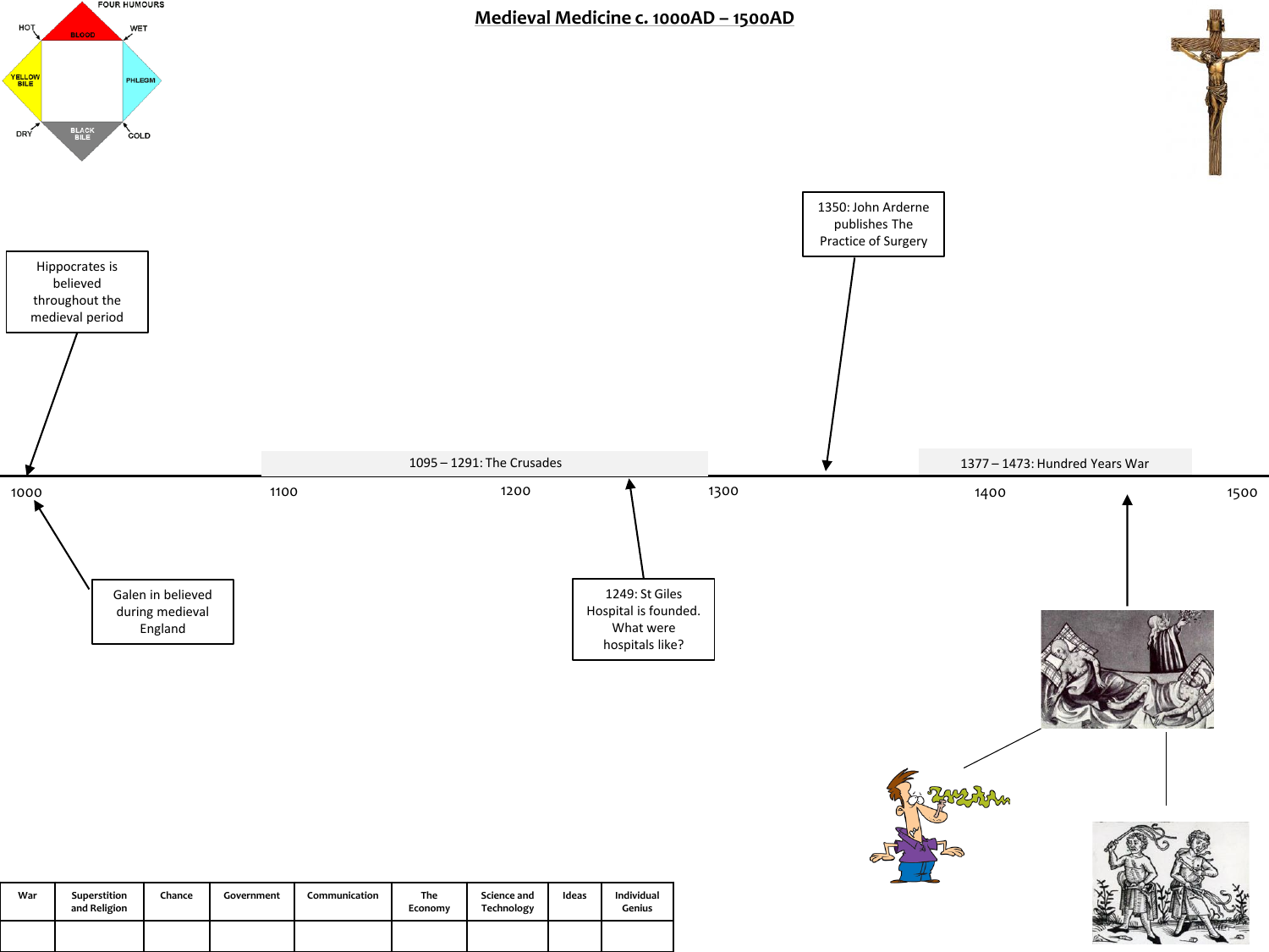# Medieval Medicine c. 1000AD – 1500AD

FOUR HUMOURS

HOT — BLOOD — WET

YELLOW BILE — PHLEGM

DRY — BLACK BILE — COLD

Hippocrates is believed throughout the medieval period

1350: John Arderne publishes The Practice of Surgery

1095 – 1291: The Crusades

1377 – 1473: Hundred Years War

1000 — 1100 — 1200 — 1300 — 1400 — 1500

Galen in believed during medieval England

1249: St Giles Hospital is founded. What were hospitals like?

| War | Superstition and Religion | Chance | Government | Communication | The Economy | Science and Technology | Ideas | Individual Genius |
|---|---|---|---|---|---|---|---|---|
| | | | | | | | | |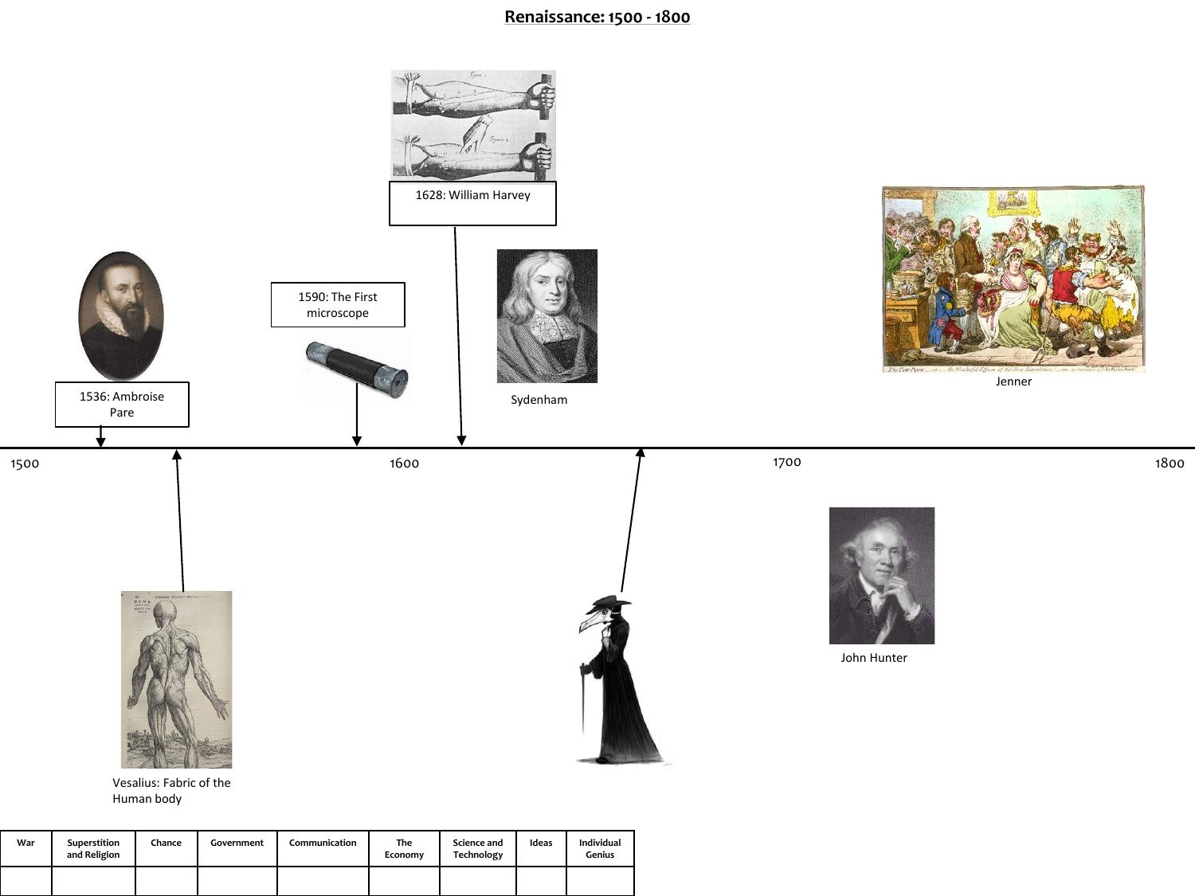# Renaissance: 1500 - 1800

1536: Ambroise Pare

1590: The First microscope

1628: William Harvey

Sydenham

Jenner

1500

1600

1700

1800

Vesalius: Fabric of the Human body

John Hunter

| War | Superstition and Religion | Chance | Government | Communication | The Economy | Science and Technology | Ideas | Individual Genius |
|---|---|---|---|---|---|---|---|---|
| | | | | | | | | |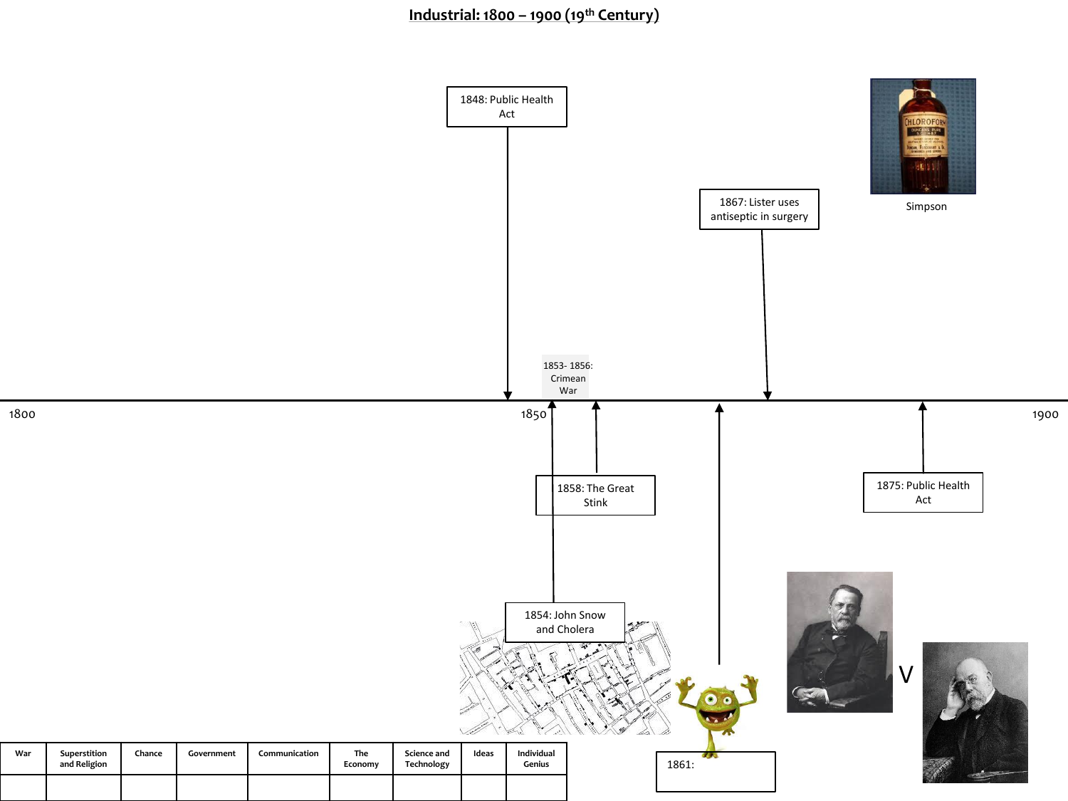# Industrial: 1800 – 1900 (19th Century)

1800

1848: Public Health Act

1850

1853- 1856: Crimean War

1854: John Snow and Cholera

1858: The Great Stink

1861:

1867: Lister uses antiseptic in surgery

Simpson

1875: Public Health Act

V

1900

| War | Superstition and Religion | Chance | Government | Communication | The Economy | Science and Technology | Ideas | Individual Genius |
| --- | --- | --- | --- | --- | --- | --- | --- | --- |
| | | | | | | | | |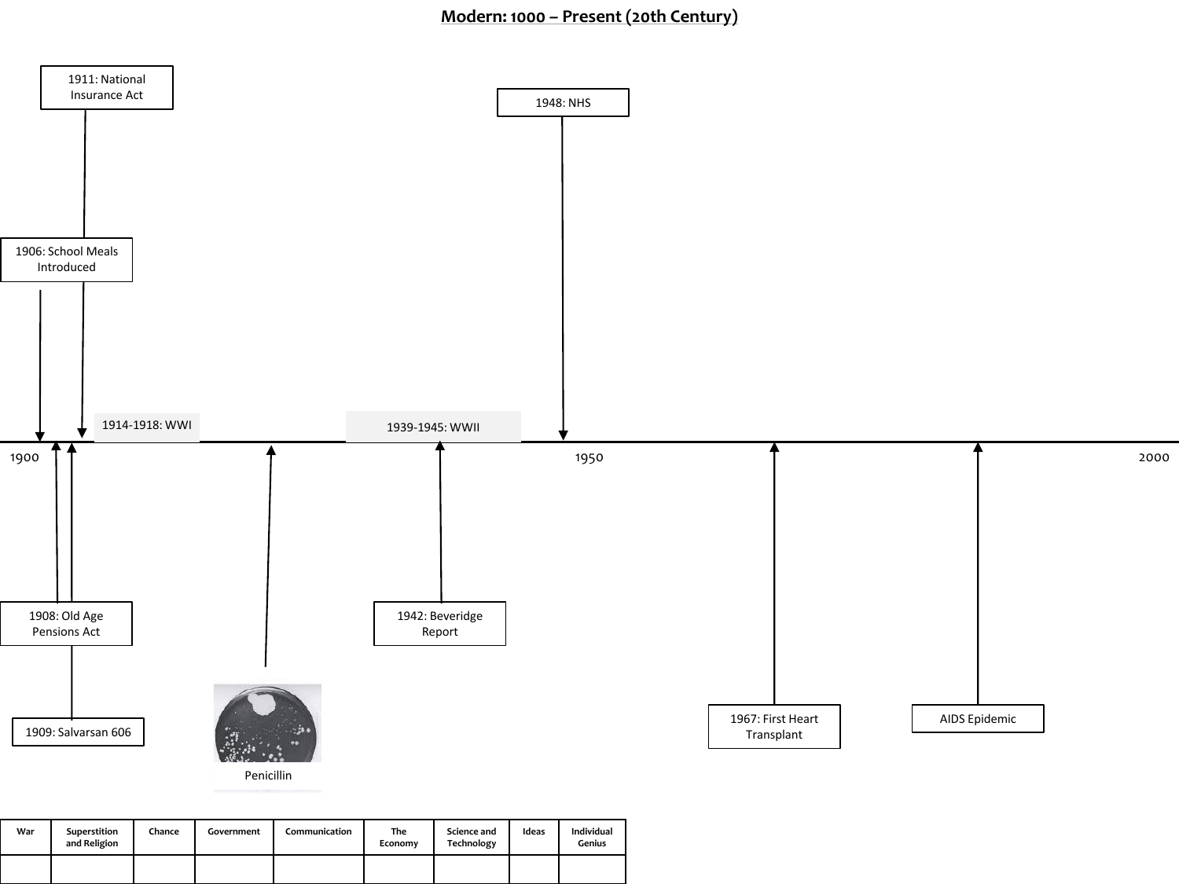# Modern: 1000 – Present (20th Century)

1911: National Insurance Act

1948: NHS

1906: School Meals Introduced

1914-1918: WWI

1939-1945: WWII

1900

1950

2000

1908: Old Age Pensions Act

1942: Beveridge Report

1909: Salvarsan 606

Penicillin

1967: First Heart Transplant

AIDS Epidemic

| War | Superstition and Religion | Chance | Government | Communication | The Economy | Science and Technology | Ideas | Individual Genius |
|---|---|---|---|---|---|---|---|---|
| | | | | | | | | |